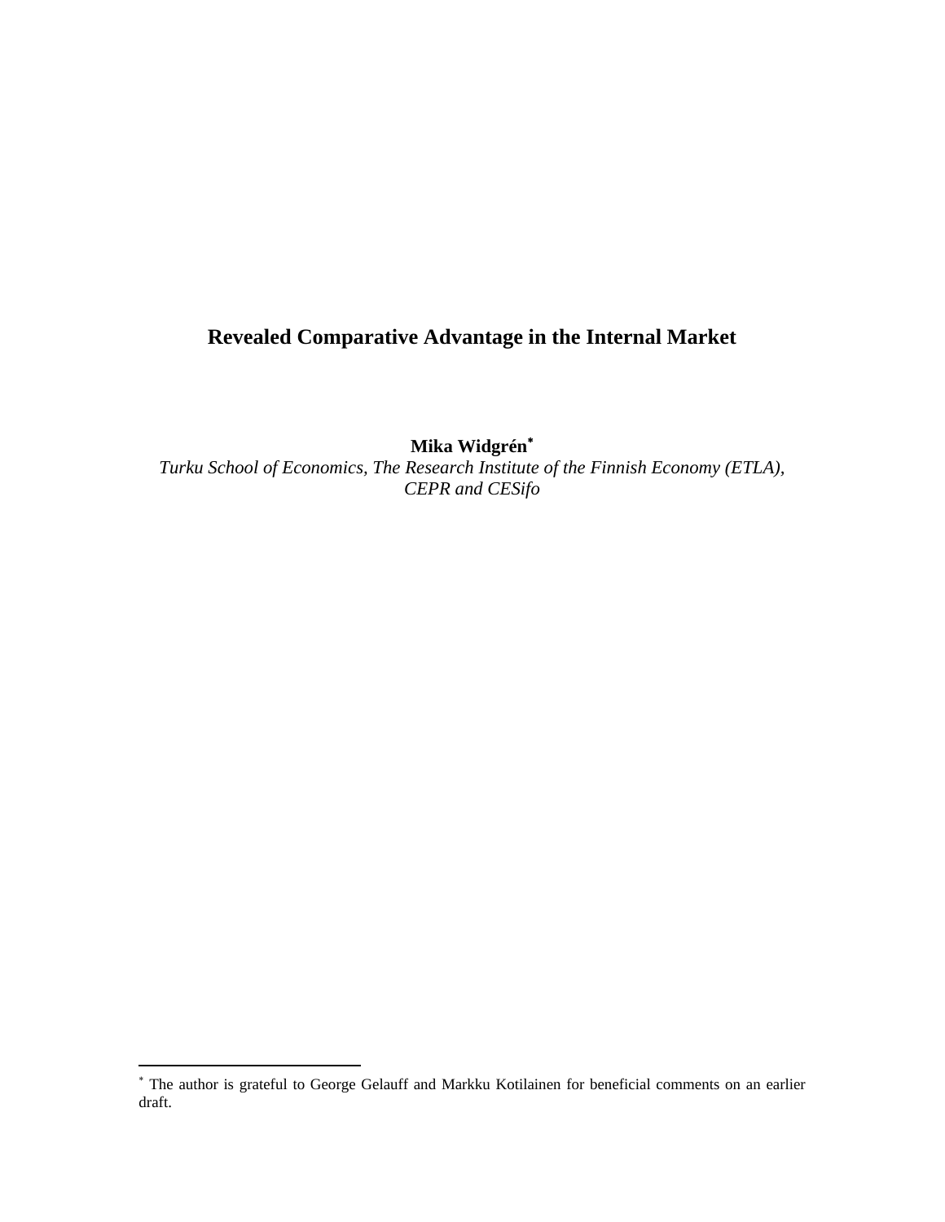# Revealed Comparative Advantage in the Internal Market

**Mika Widgrén***

*Turku School of Economics, The Research Institute of the Finnish Economy (ETLA), CEPR and CESifo*

---

* The author is grateful to George Gelauff and Markku Kotilainen for beneficial comments on an earlier draft.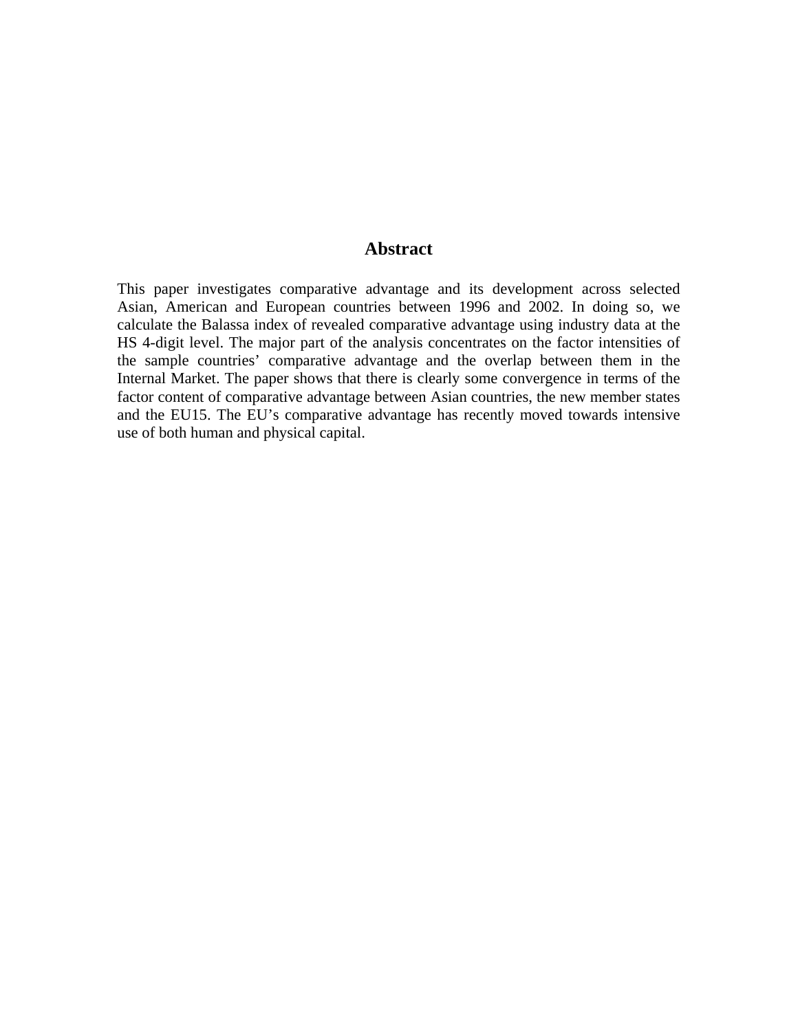## Abstract

This paper investigates comparative advantage and its development across selected Asian, American and European countries between 1996 and 2002. In doing so, we calculate the Balassa index of revealed comparative advantage using industry data at the HS 4-digit level. The major part of the analysis concentrates on the factor intensities of the sample countries' comparative advantage and the overlap between them in the Internal Market. The paper shows that there is clearly some convergence in terms of the factor content of comparative advantage between Asian countries, the new member states and the EU15. The EU's comparative advantage has recently moved towards intensive use of both human and physical capital.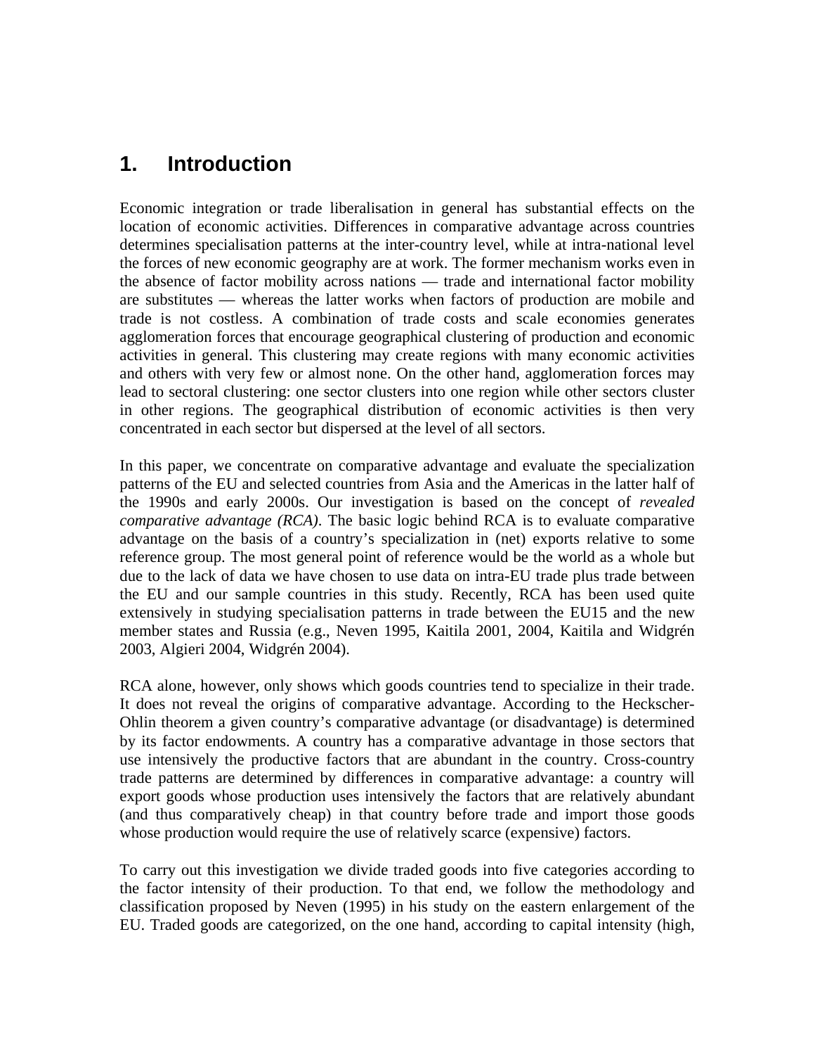# 1. Introduction

Economic integration or trade liberalisation in general has substantial effects on the location of economic activities. Differences in comparative advantage across countries determines specialisation patterns at the inter-country level, while at intra-national level the forces of new economic geography are at work. The former mechanism works even in the absence of factor mobility across nations — trade and international factor mobility are substitutes — whereas the latter works when factors of production are mobile and trade is not costless. A combination of trade costs and scale economies generates agglomeration forces that encourage geographical clustering of production and economic activities in general. This clustering may create regions with many economic activities and others with very few or almost none. On the other hand, agglomeration forces may lead to sectoral clustering: one sector clusters into one region while other sectors cluster in other regions. The geographical distribution of economic activities is then very concentrated in each sector but dispersed at the level of all sectors.

In this paper, we concentrate on comparative advantage and evaluate the specialization patterns of the EU and selected countries from Asia and the Americas in the latter half of the 1990s and early 2000s. Our investigation is based on the concept of *revealed comparative advantage (RCA)*. The basic logic behind RCA is to evaluate comparative advantage on the basis of a country's specialization in (net) exports relative to some reference group. The most general point of reference would be the world as a whole but due to the lack of data we have chosen to use data on intra-EU trade plus trade between the EU and our sample countries in this study. Recently, RCA has been used quite extensively in studying specialisation patterns in trade between the EU15 and the new member states and Russia (e.g., Neven 1995, Kaitila 2001, 2004, Kaitila and Widgrén 2003, Algieri 2004, Widgrén 2004).

RCA alone, however, only shows which goods countries tend to specialize in their trade. It does not reveal the origins of comparative advantage. According to the Heckscher-Ohlin theorem a given country's comparative advantage (or disadvantage) is determined by its factor endowments. A country has a comparative advantage in those sectors that use intensively the productive factors that are abundant in the country. Cross-country trade patterns are determined by differences in comparative advantage: a country will export goods whose production uses intensively the factors that are relatively abundant (and thus comparatively cheap) in that country before trade and import those goods whose production would require the use of relatively scarce (expensive) factors.

To carry out this investigation we divide traded goods into five categories according to the factor intensity of their production. To that end, we follow the methodology and classification proposed by Neven (1995) in his study on the eastern enlargement of the EU. Traded goods are categorized, on the one hand, according to capital intensity (high,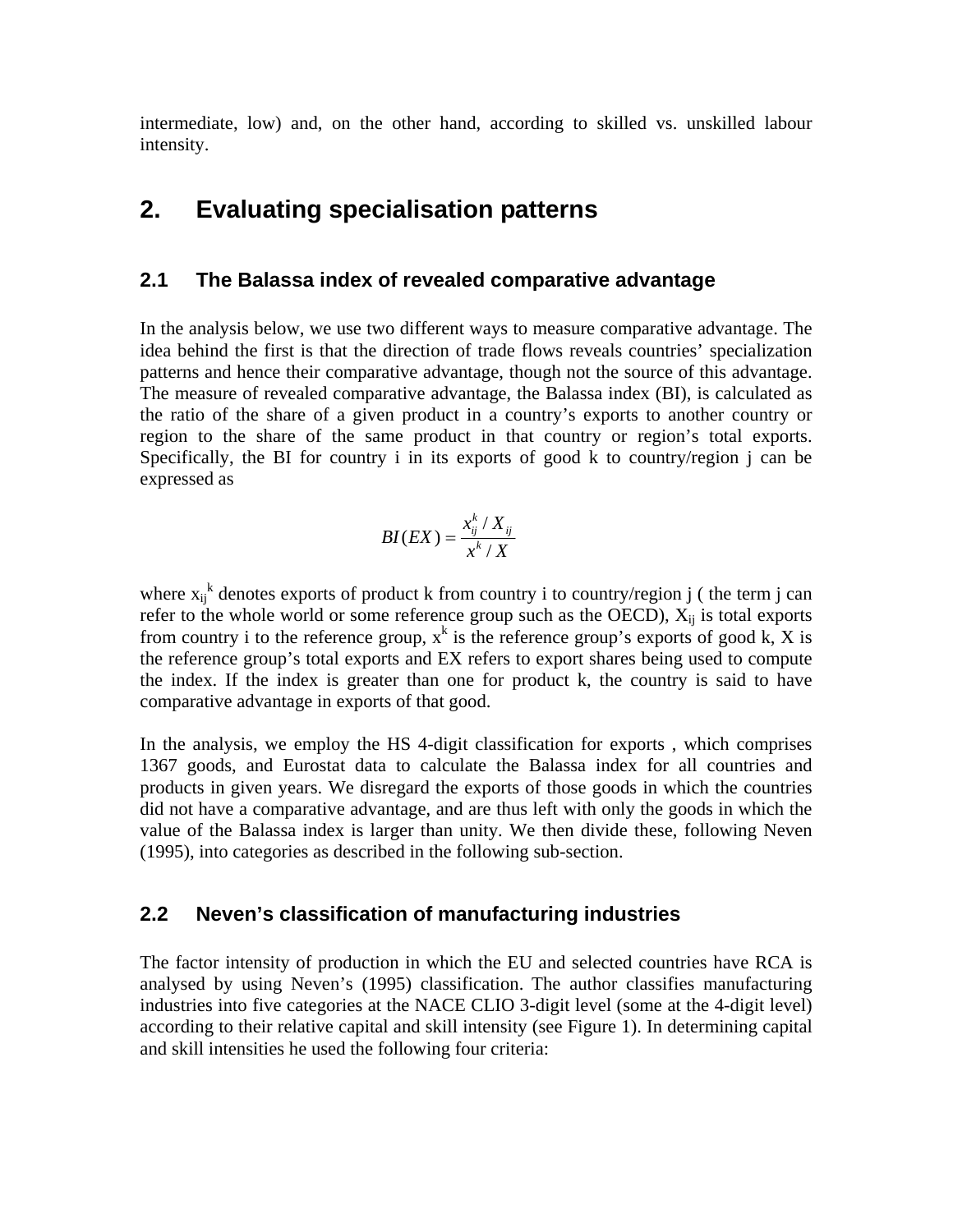intermediate, low) and, on the other hand, according to skilled vs. unskilled labour intensity.

## 2. Evaluating specialisation patterns

### 2.1 The Balassa index of revealed comparative advantage

In the analysis below, we use two different ways to measure comparative advantage. The idea behind the first is that the direction of trade flows reveals countries' specialization patterns and hence their comparative advantage, though not the source of this advantage. The measure of revealed comparative advantage, the Balassa index (BI), is calculated as the ratio of the share of a given product in a country's exports to another country or region to the share of the same product in that country or region's total exports. Specifically, the BI for country i in its exports of good k to country/region j can be expressed as

$$BI(EX) = \frac{x_{ij}^{k} / X_{ij}}{x^{k} / X}$$

where $x_{ij}^{k}$ denotes exports of product k from country i to country/region j ( the term j can refer to the whole world or some reference group such as the OECD), $X_{ij}$ is total exports from country i to the reference group, $x^{k}$ is the reference group's exports of good k, X is the reference group's total exports and EX refers to export shares being used to compute the index. If the index is greater than one for product k, the country is said to have comparative advantage in exports of that good.

In the analysis, we employ the HS 4-digit classification for exports , which comprises 1367 goods, and Eurostat data to calculate the Balassa index for all countries and products in given years. We disregard the exports of those goods in which the countries did not have a comparative advantage, and are thus left with only the goods in which the value of the Balassa index is larger than unity. We then divide these, following Neven (1995), into categories as described in the following sub-section.

### 2.2 Neven's classification of manufacturing industries

The factor intensity of production in which the EU and selected countries have RCA is analysed by using Neven's (1995) classification. The author classifies manufacturing industries into five categories at the NACE CLIO 3-digit level (some at the 4-digit level) according to their relative capital and skill intensity (see Figure 1). In determining capital and skill intensities he used the following four criteria: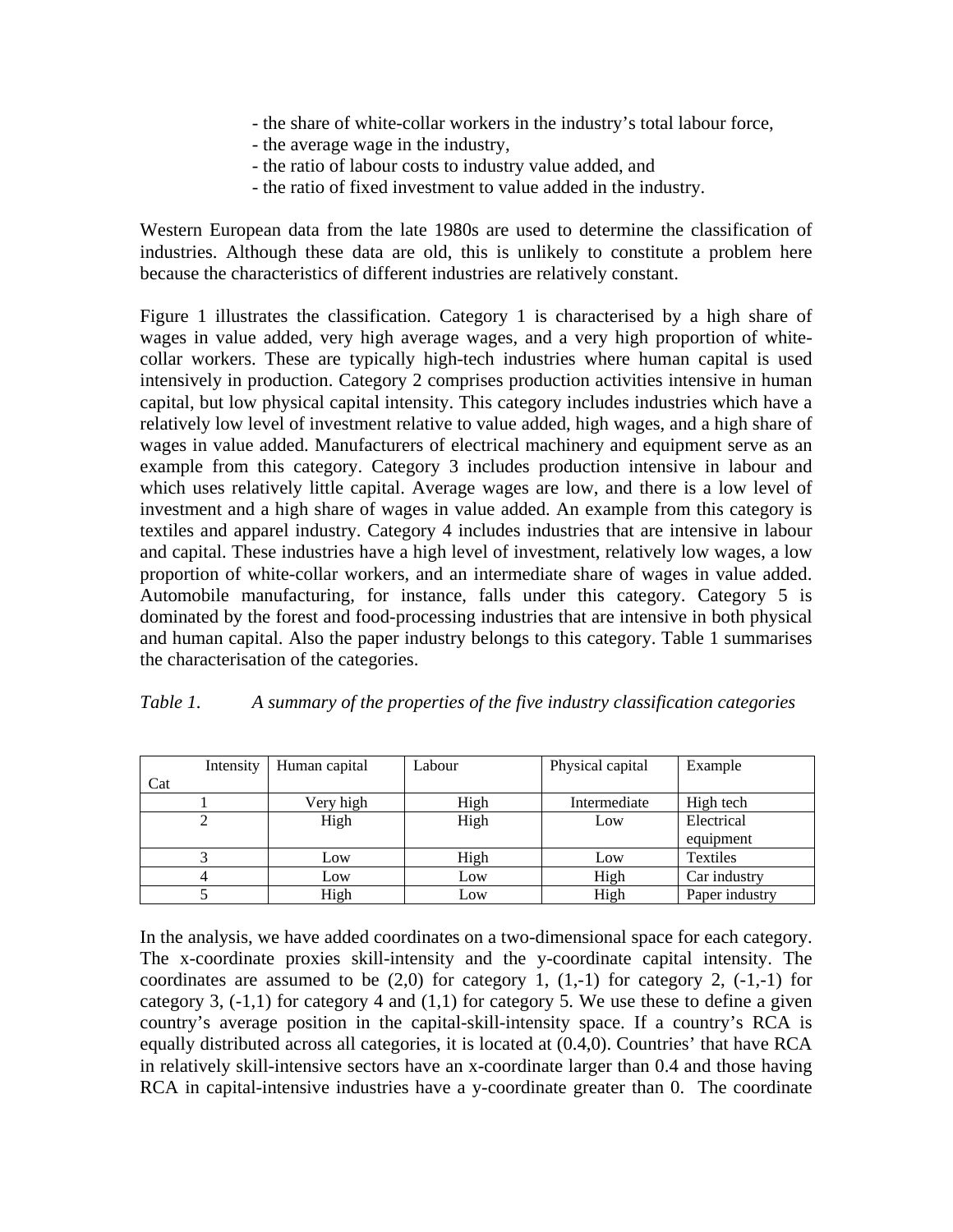- the share of white-collar workers in the industry's total labour force,
- the average wage in the industry,
- the ratio of labour costs to industry value added, and
- the ratio of fixed investment to value added in the industry.

Western European data from the late 1980s are used to determine the classification of industries. Although these data are old, this is unlikely to constitute a problem here because the characteristics of different industries are relatively constant.

Figure 1 illustrates the classification. Category 1 is characterised by a high share of wages in value added, very high average wages, and a very high proportion of white-collar workers. These are typically high-tech industries where human capital is used intensively in production. Category 2 comprises production activities intensive in human capital, but low physical capital intensity. This category includes industries which have a relatively low level of investment relative to value added, high wages, and a high share of wages in value added. Manufacturers of electrical machinery and equipment serve as an example from this category. Category 3 includes production intensive in labour and which uses relatively little capital. Average wages are low, and there is a low level of investment and a high share of wages in value added. An example from this category is textiles and apparel industry. Category 4 includes industries that are intensive in labour and capital. These industries have a high level of investment, relatively low wages, a low proportion of white-collar workers, and an intermediate share of wages in value added. Automobile manufacturing, for instance, falls under this category. Category 5 is dominated by the forest and food-processing industries that are intensive in both physical and human capital. Also the paper industry belongs to this category. Table 1 summarises the characterisation of the categories.

*Table 1. A summary of the properties of the five industry classification categories*

| Intensity / Cat | Human capital | Labour | Physical capital | Example |
|---|---|---|---|---|
| 1 | Very high | High | Intermediate | High tech |
| 2 | High | High | Low | Electrical equipment |
| 3 | Low | High | Low | Textiles |
| 4 | Low | Low | High | Car industry |
| 5 | High | Low | High | Paper industry |

In the analysis, we have added coordinates on a two-dimensional space for each category. The x-coordinate proxies skill-intensity and the y-coordinate capital intensity. The coordinates are assumed to be (2,0) for category 1, (1,-1) for category 2, (-1,-1) for category 3, (-1,1) for category 4 and (1,1) for category 5. We use these to define a given country's average position in the capital-skill-intensity space. If a country's RCA is equally distributed across all categories, it is located at (0.4,0). Countries' that have RCA in relatively skill-intensive sectors have an x-coordinate larger than 0.4 and those having RCA in capital-intensive industries have a y-coordinate greater than 0. The coordinate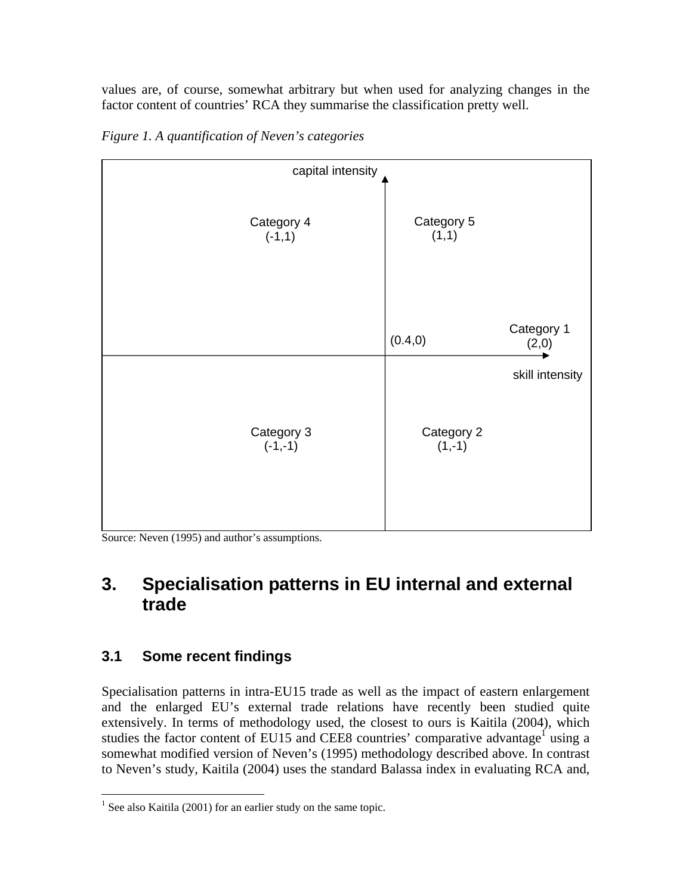values are, of course, somewhat arbitrary but when used for analyzing changes in the factor content of countries' RCA they summarise the classification pretty well.

*Figure 1. A quantification of Neven's categories*

capital intensity

Category 4
(-1,1)

Category 5
(1,1)

Category 1
(2,0)

(0.4,0)

skill intensity

Category 3
(-1,-1)

Category 2
(1,-1)

Source: Neven (1995) and author's assumptions.

# 3. Specialisation patterns in EU internal and external trade

## 3.1 Some recent findings

Specialisation patterns in intra-EU15 trade as well as the impact of eastern enlargement and the enlarged EU's external trade relations have recently been studied quite extensively. In terms of methodology used, the closest to ours is Kaitila (2004), which studies the factor content of EU15 and CEE8 countries' comparative advantage[1] using a somewhat modified version of Neven's (1995) methodology described above. In contrast to Neven's study, Kaitila (2004) uses the standard Balassa index in evaluating RCA and,

[1] See also Kaitila (2001) for an earlier study on the same topic.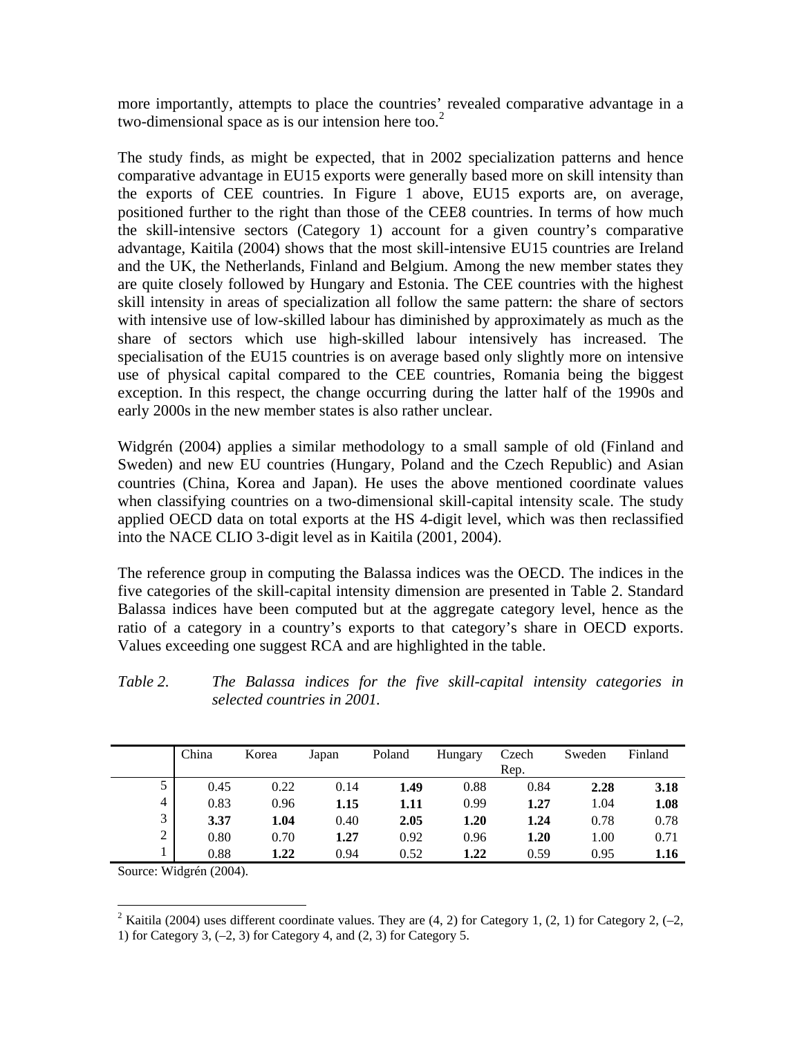more importantly, attempts to place the countries' revealed comparative advantage in a two-dimensional space as is our intension here too.[2]

The study finds, as might be expected, that in 2002 specialization patterns and hence comparative advantage in EU15 exports were generally based more on skill intensity than the exports of CEE countries. In Figure 1 above, EU15 exports are, on average, positioned further to the right than those of the CEE8 countries. In terms of how much the skill-intensive sectors (Category 1) account for a given country's comparative advantage, Kaitila (2004) shows that the most skill-intensive EU15 countries are Ireland and the UK, the Netherlands, Finland and Belgium. Among the new member states they are quite closely followed by Hungary and Estonia. The CEE countries with the highest skill intensity in areas of specialization all follow the same pattern: the share of sectors with intensive use of low-skilled labour has diminished by approximately as much as the share of sectors which use high-skilled labour intensively has increased. The specialisation of the EU15 countries is on average based only slightly more on intensive use of physical capital compared to the CEE countries, Romania being the biggest exception. In this respect, the change occurring during the latter half of the 1990s and early 2000s in the new member states is also rather unclear.

Widgrén (2004) applies a similar methodology to a small sample of old (Finland and Sweden) and new EU countries (Hungary, Poland and the Czech Republic) and Asian countries (China, Korea and Japan). He uses the above mentioned coordinate values when classifying countries on a two-dimensional skill-capital intensity scale. The study applied OECD data on total exports at the HS 4-digit level, which was then reclassified into the NACE CLIO 3-digit level as in Kaitila (2001, 2004).

The reference group in computing the Balassa indices was the OECD. The indices in the five categories of the skill-capital intensity dimension are presented in Table 2. Standard Balassa indices have been computed but at the aggregate category level, hence as the ratio of a category in a country's exports to that category's share in OECD exports. Values exceeding one suggest RCA and are highlighted in the table.

*Table 2. The Balassa indices for the five skill-capital intensity categories in selected countries in 2001.*

| | China | Korea | Japan | Poland | Hungary | Czech Rep. | Sweden | Finland |
|---|---|---|---|---|---|---|---|---|
| 5 | 0.45 | 0.22 | 0.14 | **1.49** | 0.88 | 0.84 | **2.28** | **3.18** |
| 4 | 0.83 | 0.96 | **1.15** | **1.11** | 0.99 | **1.27** | 1.04 | **1.08** |
| 3 | **3.37** | **1.04** | 0.40 | **2.05** | **1.20** | **1.24** | 0.78 | 0.78 |
| 2 | 0.80 | 0.70 | **1.27** | 0.92 | 0.96 | **1.20** | 1.00 | 0.71 |
| 1 | 0.88 | **1.22** | 0.94 | 0.52 | **1.22** | 0.59 | 0.95 | **1.16** |

Source: Widgrén (2004).

[2] Kaitila (2004) uses different coordinate values. They are (4, 2) for Category 1, (2, 1) for Category 2, (–2, 1) for Category 3, (–2, 3) for Category 4, and (2, 3) for Category 5.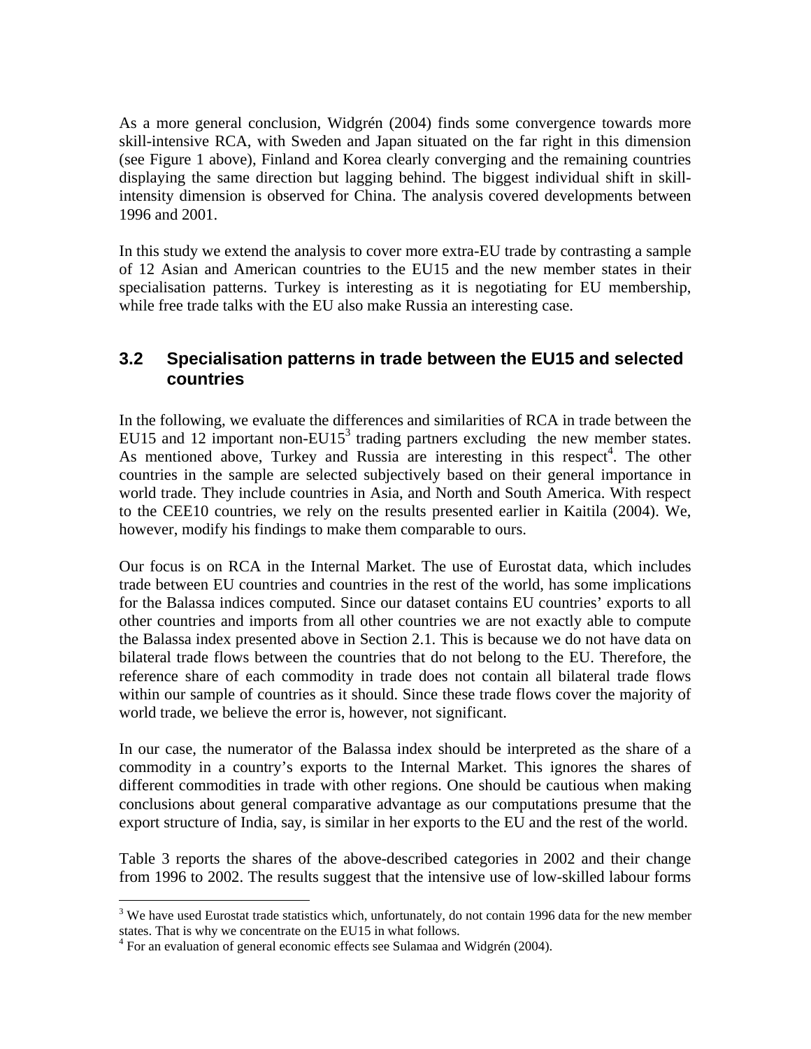As a more general conclusion, Widgrén (2004) finds some convergence towards more skill-intensive RCA, with Sweden and Japan situated on the far right in this dimension (see Figure 1 above), Finland and Korea clearly converging and the remaining countries displaying the same direction but lagging behind. The biggest individual shift in skill-intensity dimension is observed for China. The analysis covered developments between 1996 and 2001.

In this study we extend the analysis to cover more extra-EU trade by contrasting a sample of 12 Asian and American countries to the EU15 and the new member states in their specialisation patterns. Turkey is interesting as it is negotiating for EU membership, while free trade talks with the EU also make Russia an interesting case.

## 3.2 Specialisation patterns in trade between the EU15 and selected countries

In the following, we evaluate the differences and similarities of RCA in trade between the EU15 and 12 important non-EU15[3] trading partners excluding the new member states. As mentioned above, Turkey and Russia are interesting in this respect[4]. The other countries in the sample are selected subjectively based on their general importance in world trade. They include countries in Asia, and North and South America. With respect to the CEE10 countries, we rely on the results presented earlier in Kaitila (2004). We, however, modify his findings to make them comparable to ours.

Our focus is on RCA in the Internal Market. The use of Eurostat data, which includes trade between EU countries and countries in the rest of the world, has some implications for the Balassa indices computed. Since our dataset contains EU countries' exports to all other countries and imports from all other countries we are not exactly able to compute the Balassa index presented above in Section 2.1. This is because we do not have data on bilateral trade flows between the countries that do not belong to the EU. Therefore, the reference share of each commodity in trade does not contain all bilateral trade flows within our sample of countries as it should. Since these trade flows cover the majority of world trade, we believe the error is, however, not significant.

In our case, the numerator of the Balassa index should be interpreted as the share of a commodity in a country's exports to the Internal Market. This ignores the shares of different commodities in trade with other regions. One should be cautious when making conclusions about general comparative advantage as our computations presume that the export structure of India, say, is similar in her exports to the EU and the rest of the world.

Table 3 reports the shares of the above-described categories in 2002 and their change from 1996 to 2002. The results suggest that the intensive use of low-skilled labour forms

[3] We have used Eurostat trade statistics which, unfortunately, do not contain 1996 data for the new member states. That is why we concentrate on the EU15 in what follows.

[4] For an evaluation of general economic effects see Sulamaa and Widgrén (2004).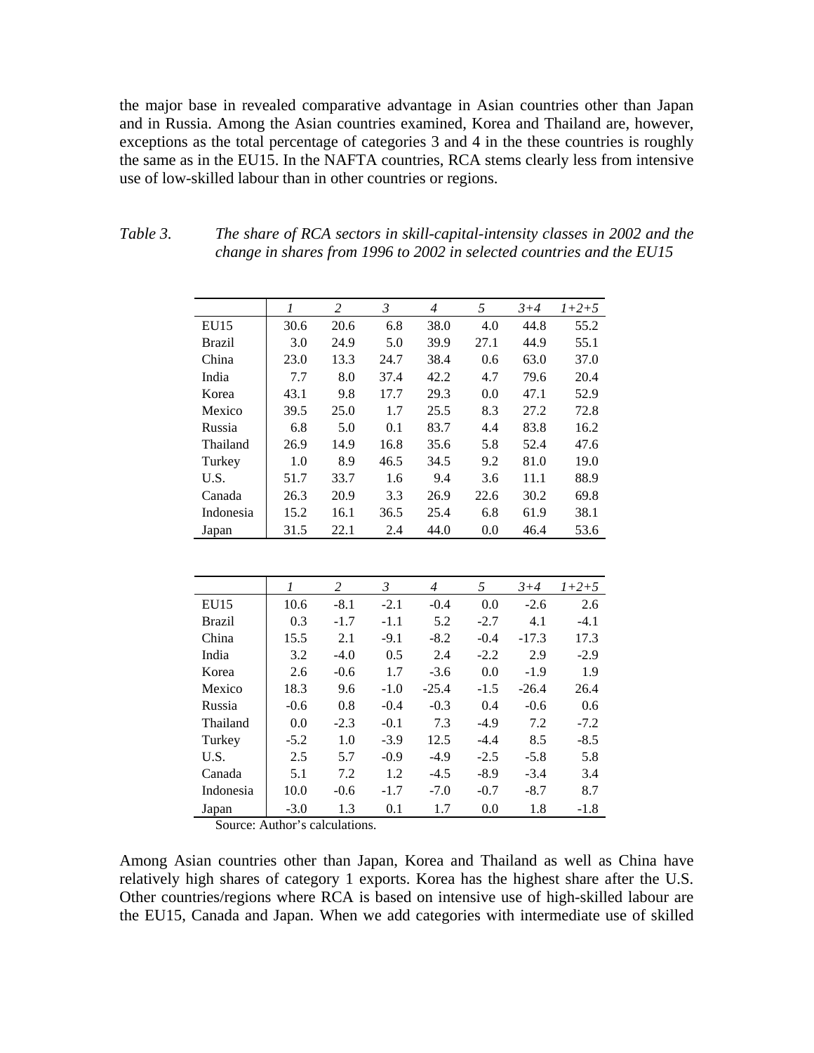the major base in revealed comparative advantage in Asian countries other than Japan and in Russia. Among the Asian countries examined, Korea and Thailand are, however, exceptions as the total percentage of categories 3 and 4 in the these countries is roughly the same as in the EU15. In the NAFTA countries, RCA stems clearly less from intensive use of low-skilled labour than in other countries or regions.

*Table 3. The share of RCA sectors in skill-capital-intensity classes in 2002 and the change in shares from 1996 to 2002 in selected countries and the EU15*

| | *1* | *2* | *3* | *4* | *5* | *3+4* | *1+2+5* |
|---|---|---|---|---|---|---|---|
| EU15 | 30.6 | 20.6 | 6.8 | 38.0 | 4.0 | 44.8 | 55.2 |
| Brazil | 3.0 | 24.9 | 5.0 | 39.9 | 27.1 | 44.9 | 55.1 |
| China | 23.0 | 13.3 | 24.7 | 38.4 | 0.6 | 63.0 | 37.0 |
| India | 7.7 | 8.0 | 37.4 | 42.2 | 4.7 | 79.6 | 20.4 |
| Korea | 43.1 | 9.8 | 17.7 | 29.3 | 0.0 | 47.1 | 52.9 |
| Mexico | 39.5 | 25.0 | 1.7 | 25.5 | 8.3 | 27.2 | 72.8 |
| Russia | 6.8 | 5.0 | 0.1 | 83.7 | 4.4 | 83.8 | 16.2 |
| Thailand | 26.9 | 14.9 | 16.8 | 35.6 | 5.8 | 52.4 | 47.6 |
| Turkey | 1.0 | 8.9 | 46.5 | 34.5 | 9.2 | 81.0 | 19.0 |
| U.S. | 51.7 | 33.7 | 1.6 | 9.4 | 3.6 | 11.1 | 88.9 |
| Canada | 26.3 | 20.9 | 3.3 | 26.9 | 22.6 | 30.2 | 69.8 |
| Indonesia | 15.2 | 16.1 | 36.5 | 25.4 | 6.8 | 61.9 | 38.1 |
| Japan | 31.5 | 22.1 | 2.4 | 44.0 | 0.0 | 46.4 | 53.6 |

| | *1* | *2* | *3* | *4* | *5* | *3+4* | *1+2+5* |
|---|---|---|---|---|---|---|---|
| EU15 | 10.6 | -8.1 | -2.1 | -0.4 | 0.0 | -2.6 | 2.6 |
| Brazil | 0.3 | -1.7 | -1.1 | 5.2 | -2.7 | 4.1 | -4.1 |
| China | 15.5 | 2.1 | -9.1 | -8.2 | -0.4 | -17.3 | 17.3 |
| India | 3.2 | -4.0 | 0.5 | 2.4 | -2.2 | 2.9 | -2.9 |
| Korea | 2.6 | -0.6 | 1.7 | -3.6 | 0.0 | -1.9 | 1.9 |
| Mexico | 18.3 | 9.6 | -1.0 | -25.4 | -1.5 | -26.4 | 26.4 |
| Russia | -0.6 | 0.8 | -0.4 | -0.3 | 0.4 | -0.6 | 0.6 |
| Thailand | 0.0 | -2.3 | -0.1 | 7.3 | -4.9 | 7.2 | -7.2 |
| Turkey | -5.2 | 1.0 | -3.9 | 12.5 | -4.4 | 8.5 | -8.5 |
| U.S. | 2.5 | 5.7 | -0.9 | -4.9 | -2.5 | -5.8 | 5.8 |
| Canada | 5.1 | 7.2 | 1.2 | -4.5 | -8.9 | -3.4 | 3.4 |
| Indonesia | 10.0 | -0.6 | -1.7 | -7.0 | -0.7 | -8.7 | 8.7 |
| Japan | -3.0 | 1.3 | 0.1 | 1.7 | 0.0 | 1.8 | -1.8 |

Source: Author's calculations.

Among Asian countries other than Japan, Korea and Thailand as well as China have relatively high shares of category 1 exports. Korea has the highest share after the U.S. Other countries/regions where RCA is based on intensive use of high-skilled labour are the EU15, Canada and Japan. When we add categories with intermediate use of skilled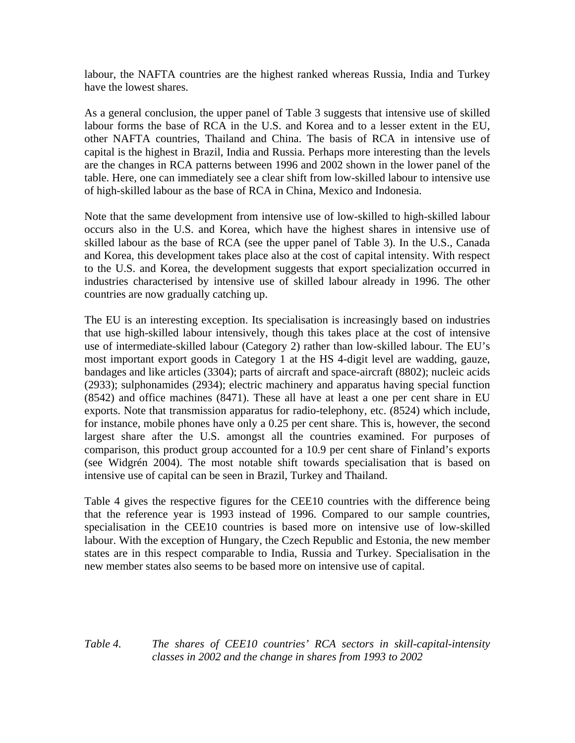labour, the NAFTA countries are the highest ranked whereas Russia, India and Turkey have the lowest shares.

As a general conclusion, the upper panel of Table 3 suggests that intensive use of skilled labour forms the base of RCA in the U.S. and Korea and to a lesser extent in the EU, other NAFTA countries, Thailand and China. The basis of RCA in intensive use of capital is the highest in Brazil, India and Russia. Perhaps more interesting than the levels are the changes in RCA patterns between 1996 and 2002 shown in the lower panel of the table. Here, one can immediately see a clear shift from low-skilled labour to intensive use of high-skilled labour as the base of RCA in China, Mexico and Indonesia.

Note that the same development from intensive use of low-skilled to high-skilled labour occurs also in the U.S. and Korea, which have the highest shares in intensive use of skilled labour as the base of RCA (see the upper panel of Table 3). In the U.S., Canada and Korea, this development takes place also at the cost of capital intensity. With respect to the U.S. and Korea, the development suggests that export specialization occurred in industries characterised by intensive use of skilled labour already in 1996. The other countries are now gradually catching up.

The EU is an interesting exception. Its specialisation is increasingly based on industries that use high-skilled labour intensively, though this takes place at the cost of intensive use of intermediate-skilled labour (Category 2) rather than low-skilled labour. The EU's most important export goods in Category 1 at the HS 4-digit level are wadding, gauze, bandages and like articles (3304); parts of aircraft and space-aircraft (8802); nucleic acids (2933); sulphonamides (2934); electric machinery and apparatus having special function (8542) and office machines (8471). These all have at least a one per cent share in EU exports. Note that transmission apparatus for radio-telephony, etc. (8524) which include, for instance, mobile phones have only a 0.25 per cent share. This is, however, the second largest share after the U.S. amongst all the countries examined. For purposes of comparison, this product group accounted for a 10.9 per cent share of Finland's exports (see Widgrén 2004). The most notable shift towards specialisation that is based on intensive use of capital can be seen in Brazil, Turkey and Thailand.

Table 4 gives the respective figures for the CEE10 countries with the difference being that the reference year is 1993 instead of 1996. Compared to our sample countries, specialisation in the CEE10 countries is based more on intensive use of low-skilled labour. With the exception of Hungary, the Czech Republic and Estonia, the new member states are in this respect comparable to India, Russia and Turkey. Specialisation in the new member states also seems to be based more on intensive use of capital.

*Table 4. The shares of CEE10 countries' RCA sectors in skill-capital-intensity classes in 2002 and the change in shares from 1993 to 2002*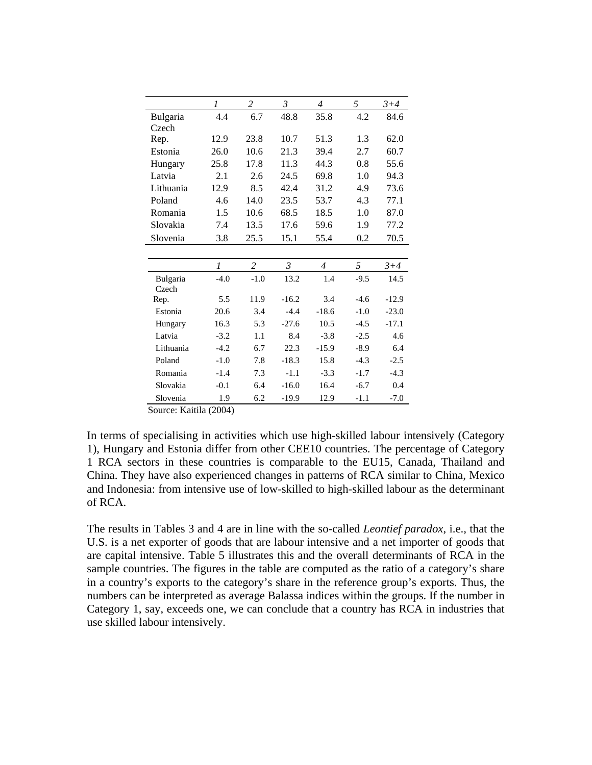| | *1* | *2* | *3* | *4* | *5* | *3+4* |
|---|---|---|---|---|---|---|
| Bulgaria | 4.4 | 6.7 | 48.8 | 35.8 | 4.2 | 84.6 |
| Czech Rep. | 12.9 | 23.8 | 10.7 | 51.3 | 1.3 | 62.0 |
| Estonia | 26.0 | 10.6 | 21.3 | 39.4 | 2.7 | 60.7 |
| Hungary | 25.8 | 17.8 | 11.3 | 44.3 | 0.8 | 55.6 |
| Latvia | 2.1 | 2.6 | 24.5 | 69.8 | 1.0 | 94.3 |
| Lithuania | 12.9 | 8.5 | 42.4 | 31.2 | 4.9 | 73.6 |
| Poland | 4.6 | 14.0 | 23.5 | 53.7 | 4.3 | 77.1 |
| Romania | 1.5 | 10.6 | 68.5 | 18.5 | 1.0 | 87.0 |
| Slovakia | 7.4 | 13.5 | 17.6 | 59.6 | 1.9 | 77.2 |
| Slovenia | 3.8 | 25.5 | 15.1 | 55.4 | 0.2 | 70.5 |

| | *1* | *2* | *3* | *4* | *5* | *3+4* |
|---|---|---|---|---|---|---|
| Bulgaria | -4.0 | -1.0 | 13.2 | 1.4 | -9.5 | 14.5 |
| Czech Rep. | 5.5 | 11.9 | -16.2 | 3.4 | -4.6 | -12.9 |
| Estonia | 20.6 | 3.4 | -4.4 | -18.6 | -1.0 | -23.0 |
| Hungary | 16.3 | 5.3 | -27.6 | 10.5 | -4.5 | -17.1 |
| Latvia | -3.2 | 1.1 | 8.4 | -3.8 | -2.5 | 4.6 |
| Lithuania | -4.2 | 6.7 | 22.3 | -15.9 | -8.9 | 6.4 |
| Poland | -1.0 | 7.8 | -18.3 | 15.8 | -4.3 | -2.5 |
| Romania | -1.4 | 7.3 | -1.1 | -3.3 | -1.7 | -4.3 |
| Slovakia | -0.1 | 6.4 | -16.0 | 16.4 | -6.7 | 0.4 |
| Slovenia | 1.9 | 6.2 | -19.9 | 12.9 | -1.1 | -7.0 |

Source: Kaitila (2004)

In terms of specialising in activities which use high-skilled labour intensively (Category 1), Hungary and Estonia differ from other CEE10 countries. The percentage of Category 1 RCA sectors in these countries is comparable to the EU15, Canada, Thailand and China. They have also experienced changes in patterns of RCA similar to China, Mexico and Indonesia: from intensive use of low-skilled to high-skilled labour as the determinant of RCA.

The results in Tables 3 and 4 are in line with the so-called *Leontief paradox*, i.e., that the U.S. is a net exporter of goods that are labour intensive and a net importer of goods that are capital intensive. Table 5 illustrates this and the overall determinants of RCA in the sample countries. The figures in the table are computed as the ratio of a category's share in a country's exports to the category's share in the reference group's exports. Thus, the numbers can be interpreted as average Balassa indices within the groups. If the number in Category 1, say, exceeds one, we can conclude that a country has RCA in industries that use skilled labour intensively.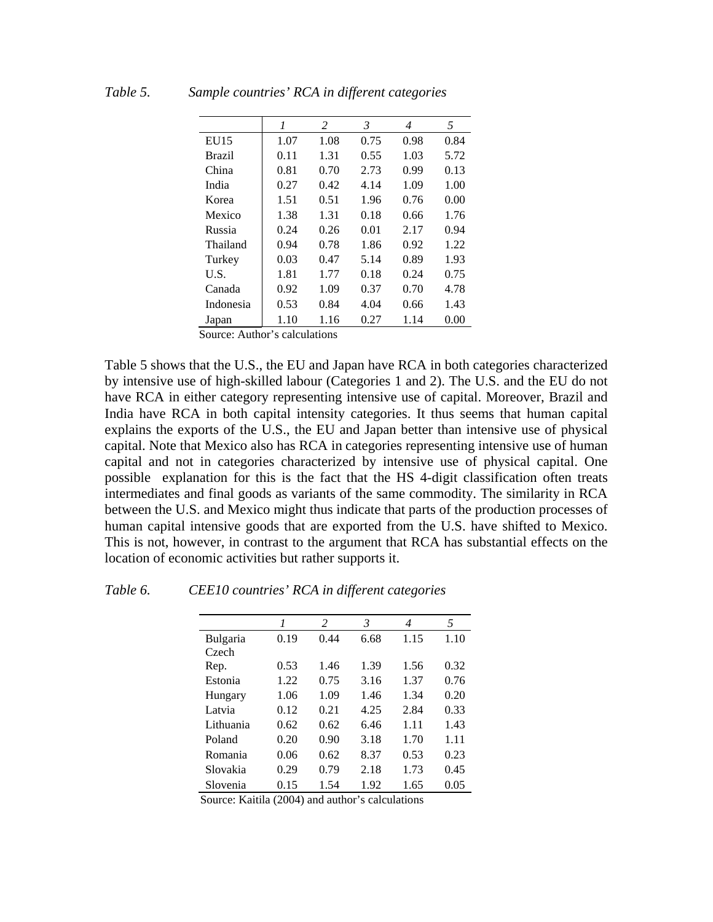*Table 5. Sample countries' RCA in different categories*

| | *1* | *2* | *3* | *4* | *5* |
|---|---|---|---|---|---|
| EU15 | 1.07 | 1.08 | 0.75 | 0.98 | 0.84 |
| Brazil | 0.11 | 1.31 | 0.55 | 1.03 | 5.72 |
| China | 0.81 | 0.70 | 2.73 | 0.99 | 0.13 |
| India | 0.27 | 0.42 | 4.14 | 1.09 | 1.00 |
| Korea | 1.51 | 0.51 | 1.96 | 0.76 | 0.00 |
| Mexico | 1.38 | 1.31 | 0.18 | 0.66 | 1.76 |
| Russia | 0.24 | 0.26 | 0.01 | 2.17 | 0.94 |
| Thailand | 0.94 | 0.78 | 1.86 | 0.92 | 1.22 |
| Turkey | 0.03 | 0.47 | 5.14 | 0.89 | 1.93 |
| U.S. | 1.81 | 1.77 | 0.18 | 0.24 | 0.75 |
| Canada | 0.92 | 1.09 | 0.37 | 0.70 | 4.78 |
| Indonesia | 0.53 | 0.84 | 4.04 | 0.66 | 1.43 |
| Japan | 1.10 | 1.16 | 0.27 | 1.14 | 0.00 |

Source: Author's calculations

Table 5 shows that the U.S., the EU and Japan have RCA in both categories characterized by intensive use of high-skilled labour (Categories 1 and 2). The U.S. and the EU do not have RCA in either category representing intensive use of capital. Moreover, Brazil and India have RCA in both capital intensity categories. It thus seems that human capital explains the exports of the U.S., the EU and Japan better than intensive use of physical capital. Note that Mexico also has RCA in categories representing intensive use of human capital and not in categories characterized by intensive use of physical capital. One possible explanation for this is the fact that the HS 4-digit classification often treats intermediates and final goods as variants of the same commodity. The similarity in RCA between the U.S. and Mexico might thus indicate that parts of the production processes of human capital intensive goods that are exported from the U.S. have shifted to Mexico. This is not, however, in contrast to the argument that RCA has substantial effects on the location of economic activities but rather supports it.

*Table 6. CEE10 countries' RCA in different categories*

| | *1* | *2* | *3* | *4* | *5* |
|---|---|---|---|---|---|
| Bulgaria | 0.19 | 0.44 | 6.68 | 1.15 | 1.10 |
| Czech Rep. | 0.53 | 1.46 | 1.39 | 1.56 | 0.32 |
| Estonia | 1.22 | 0.75 | 3.16 | 1.37 | 0.76 |
| Hungary | 1.06 | 1.09 | 1.46 | 1.34 | 0.20 |
| Latvia | 0.12 | 0.21 | 4.25 | 2.84 | 0.33 |
| Lithuania | 0.62 | 0.62 | 6.46 | 1.11 | 1.43 |
| Poland | 0.20 | 0.90 | 3.18 | 1.70 | 1.11 |
| Romania | 0.06 | 0.62 | 8.37 | 0.53 | 0.23 |
| Slovakia | 0.29 | 0.79 | 2.18 | 1.73 | 0.45 |
| Slovenia | 0.15 | 1.54 | 1.92 | 1.65 | 0.05 |

Source: Kaitila (2004) and author's calculations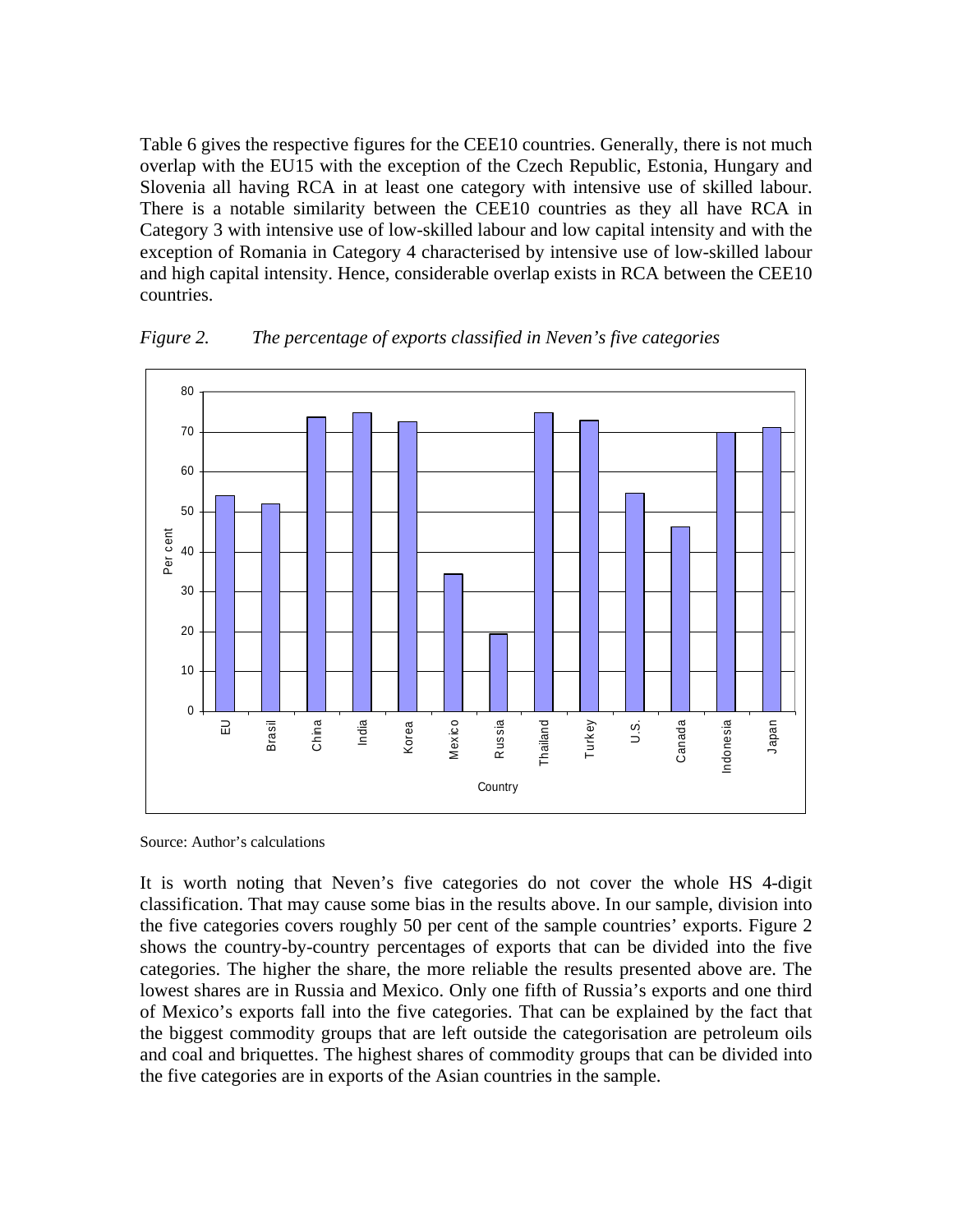Table 6 gives the respective figures for the CEE10 countries. Generally, there is not much overlap with the EU15 with the exception of the Czech Republic, Estonia, Hungary and Slovenia all having RCA in at least one category with intensive use of skilled labour. There is a notable similarity between the CEE10 countries as they all have RCA in Category 3 with intensive use of low-skilled labour and low capital intensity and with the exception of Romania in Category 4 characterised by intensive use of low-skilled labour and high capital intensity. Hence, considerable overlap exists in RCA between the CEE10 countries.

*Figure 2. The percentage of exports classified in Neven's five categories*

Source: Author's calculations

It is worth noting that Neven's five categories do not cover the whole HS 4-digit classification. That may cause some bias in the results above. In our sample, division into the five categories covers roughly 50 per cent of the sample countries' exports. Figure 2 shows the country-by-country percentages of exports that can be divided into the five categories. The higher the share, the more reliable the results presented above are. The lowest shares are in Russia and Mexico. Only one fifth of Russia's exports and one third of Mexico's exports fall into the five categories. That can be explained by the fact that the biggest commodity groups that are left outside the categorisation are petroleum oils and coal and briquettes. The highest shares of commodity groups that can be divided into the five categories are in exports of the Asian countries in the sample.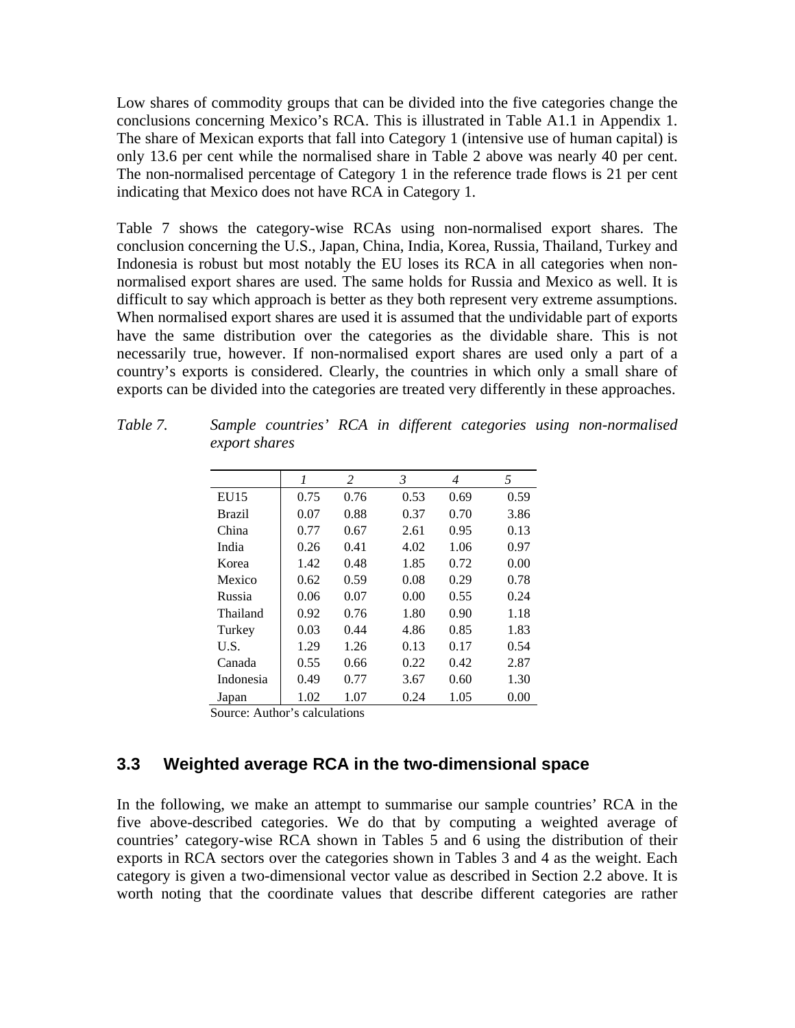Low shares of commodity groups that can be divided into the five categories change the conclusions concerning Mexico's RCA. This is illustrated in Table A1.1 in Appendix 1. The share of Mexican exports that fall into Category 1 (intensive use of human capital) is only 13.6 per cent while the normalised share in Table 2 above was nearly 40 per cent. The non-normalised percentage of Category 1 in the reference trade flows is 21 per cent indicating that Mexico does not have RCA in Category 1.

Table 7 shows the category-wise RCAs using non-normalised export shares. The conclusion concerning the U.S., Japan, China, India, Korea, Russia, Thailand, Turkey and Indonesia is robust but most notably the EU loses its RCA in all categories when non-normalised export shares are used. The same holds for Russia and Mexico as well. It is difficult to say which approach is better as they both represent very extreme assumptions. When normalised export shares are used it is assumed that the undividable part of exports have the same distribution over the categories as the dividable share. This is not necessarily true, however. If non-normalised export shares are used only a part of a country's exports is considered. Clearly, the countries in which only a small share of exports can be divided into the categories are treated very differently in these approaches.

*Table 7. Sample countries' RCA in different categories using non-normalised export shares*

| | *1* | *2* | *3* | *4* | *5* |
|---|---|---|---|---|---|
| EU15 | 0.75 | 0.76 | 0.53 | 0.69 | 0.59 |
| Brazil | 0.07 | 0.88 | 0.37 | 0.70 | 3.86 |
| China | 0.77 | 0.67 | 2.61 | 0.95 | 0.13 |
| India | 0.26 | 0.41 | 4.02 | 1.06 | 0.97 |
| Korea | 1.42 | 0.48 | 1.85 | 0.72 | 0.00 |
| Mexico | 0.62 | 0.59 | 0.08 | 0.29 | 0.78 |
| Russia | 0.06 | 0.07 | 0.00 | 0.55 | 0.24 |
| Thailand | 0.92 | 0.76 | 1.80 | 0.90 | 1.18 |
| Turkey | 0.03 | 0.44 | 4.86 | 0.85 | 1.83 |
| U.S. | 1.29 | 1.26 | 0.13 | 0.17 | 0.54 |
| Canada | 0.55 | 0.66 | 0.22 | 0.42 | 2.87 |
| Indonesia | 0.49 | 0.77 | 3.67 | 0.60 | 1.30 |
| Japan | 1.02 | 1.07 | 0.24 | 1.05 | 0.00 |

Source: Author's calculations

## 3.3 Weighted average RCA in the two-dimensional space

In the following, we make an attempt to summarise our sample countries' RCA in the five above-described categories. We do that by computing a weighted average of countries' category-wise RCA shown in Tables 5 and 6 using the distribution of their exports in RCA sectors over the categories shown in Tables 3 and 4 as the weight. Each category is given a two-dimensional vector value as described in Section 2.2 above. It is worth noting that the coordinate values that describe different categories are rather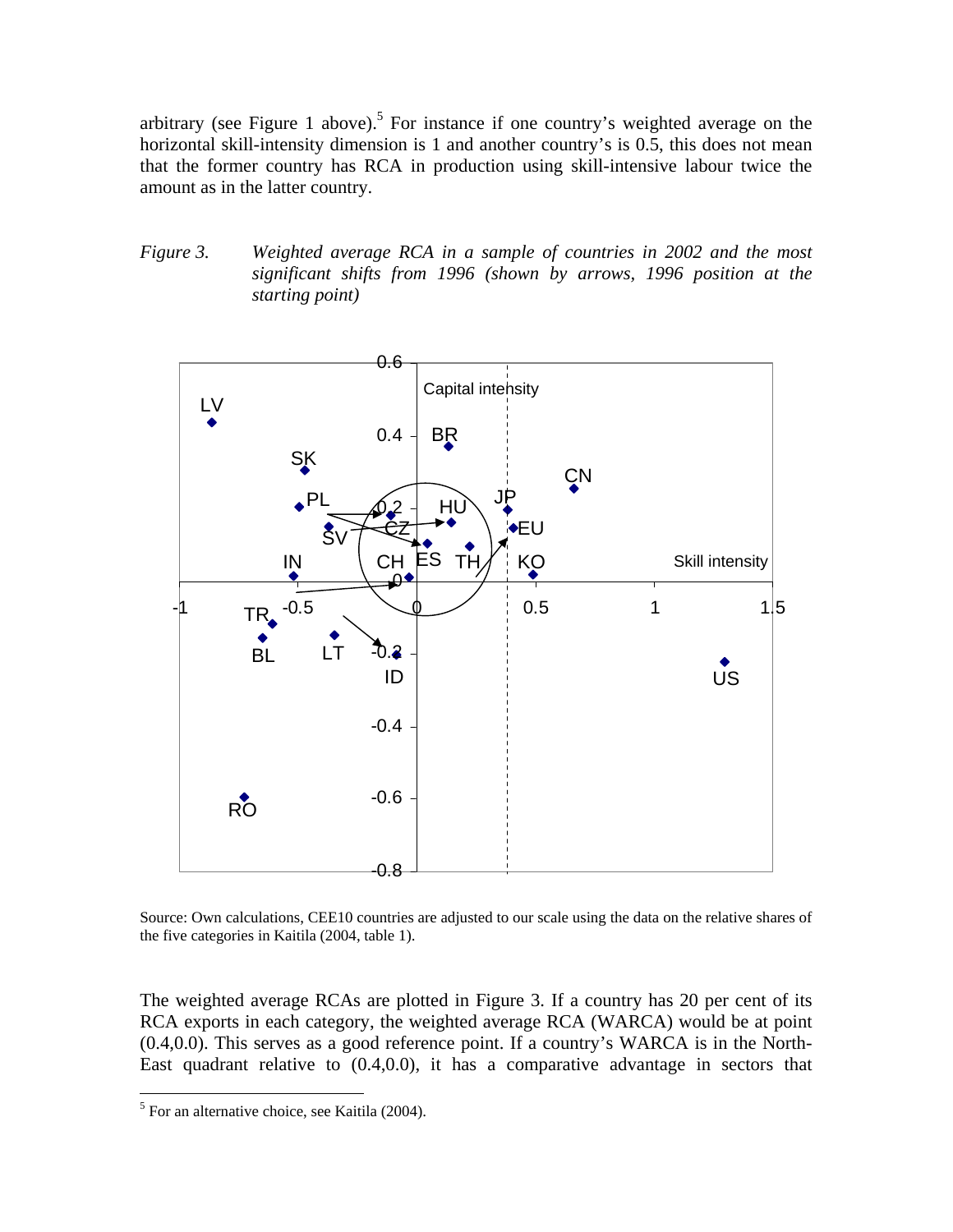arbitrary (see Figure 1 above).[5] For instance if one country's weighted average on the horizontal skill-intensity dimension is 1 and another country's is 0.5, this does not mean that the former country has RCA in production using skill-intensive labour twice the amount as in the latter country.

*Figure 3. Weighted average RCA in a sample of countries in 2002 and the most significant shifts from 1996 (shown by arrows, 1996 position at the starting point)*

Source: Own calculations, CEE10 countries are adjusted to our scale using the data on the relative shares of the five categories in Kaitila (2004, table 1).

The weighted average RCAs are plotted in Figure 3. If a country has 20 per cent of its RCA exports in each category, the weighted average RCA (WARCA) would be at point (0.4,0.0). This serves as a good reference point. If a country's WARCA is in the North-East quadrant relative to (0.4,0.0), it has a comparative advantage in sectors that

---

[5] For an alternative choice, see Kaitila (2004).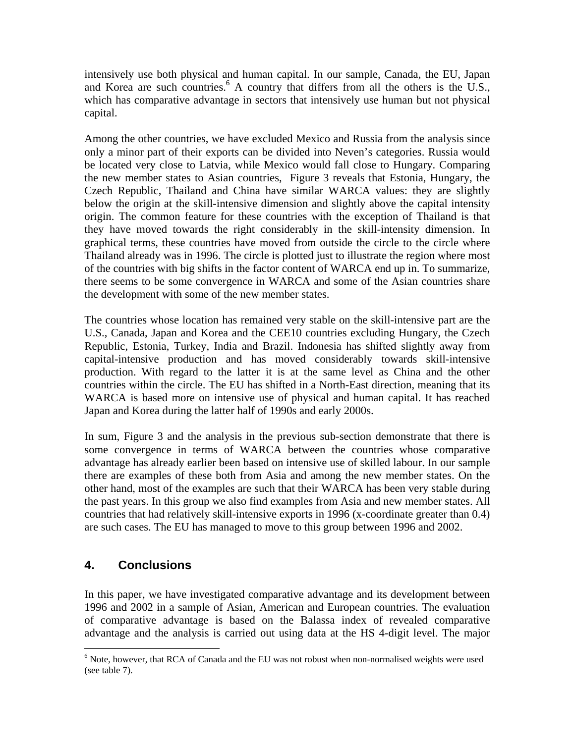intensively use both physical and human capital. In our sample, Canada, the EU, Japan and Korea are such countries.[6] A country that differs from all the others is the U.S., which has comparative advantage in sectors that intensively use human but not physical capital.

Among the other countries, we have excluded Mexico and Russia from the analysis since only a minor part of their exports can be divided into Neven's categories. Russia would be located very close to Latvia, while Mexico would fall close to Hungary. Comparing the new member states to Asian countries, Figure 3 reveals that Estonia, Hungary, the Czech Republic, Thailand and China have similar WARCA values: they are slightly below the origin at the skill-intensive dimension and slightly above the capital intensity origin. The common feature for these countries with the exception of Thailand is that they have moved towards the right considerably in the skill-intensity dimension. In graphical terms, these countries have moved from outside the circle to the circle where Thailand already was in 1996. The circle is plotted just to illustrate the region where most of the countries with big shifts in the factor content of WARCA end up in. To summarize, there seems to be some convergence in WARCA and some of the Asian countries share the development with some of the new member states.

The countries whose location has remained very stable on the skill-intensive part are the U.S., Canada, Japan and Korea and the CEE10 countries excluding Hungary, the Czech Republic, Estonia, Turkey, India and Brazil. Indonesia has shifted slightly away from capital-intensive production and has moved considerably towards skill-intensive production. With regard to the latter it is at the same level as China and the other countries within the circle. The EU has shifted in a North-East direction, meaning that its WARCA is based more on intensive use of physical and human capital. It has reached Japan and Korea during the latter half of 1990s and early 2000s.

In sum, Figure 3 and the analysis in the previous sub-section demonstrate that there is some convergence in terms of WARCA between the countries whose comparative advantage has already earlier been based on intensive use of skilled labour. In our sample there are examples of these both from Asia and among the new member states. On the other hand, most of the examples are such that their WARCA has been very stable during the past years. In this group we also find examples from Asia and new member states. All countries that had relatively skill-intensive exports in 1996 (x-coordinate greater than 0.4) are such cases. The EU has managed to move to this group between 1996 and 2002.

## 4. Conclusions

In this paper, we have investigated comparative advantage and its development between 1996 and 2002 in a sample of Asian, American and European countries. The evaluation of comparative advantage is based on the Balassa index of revealed comparative advantage and the analysis is carried out using data at the HS 4-digit level. The major

[6] Note, however, that RCA of Canada and the EU was not robust when non-normalised weights were used (see table 7).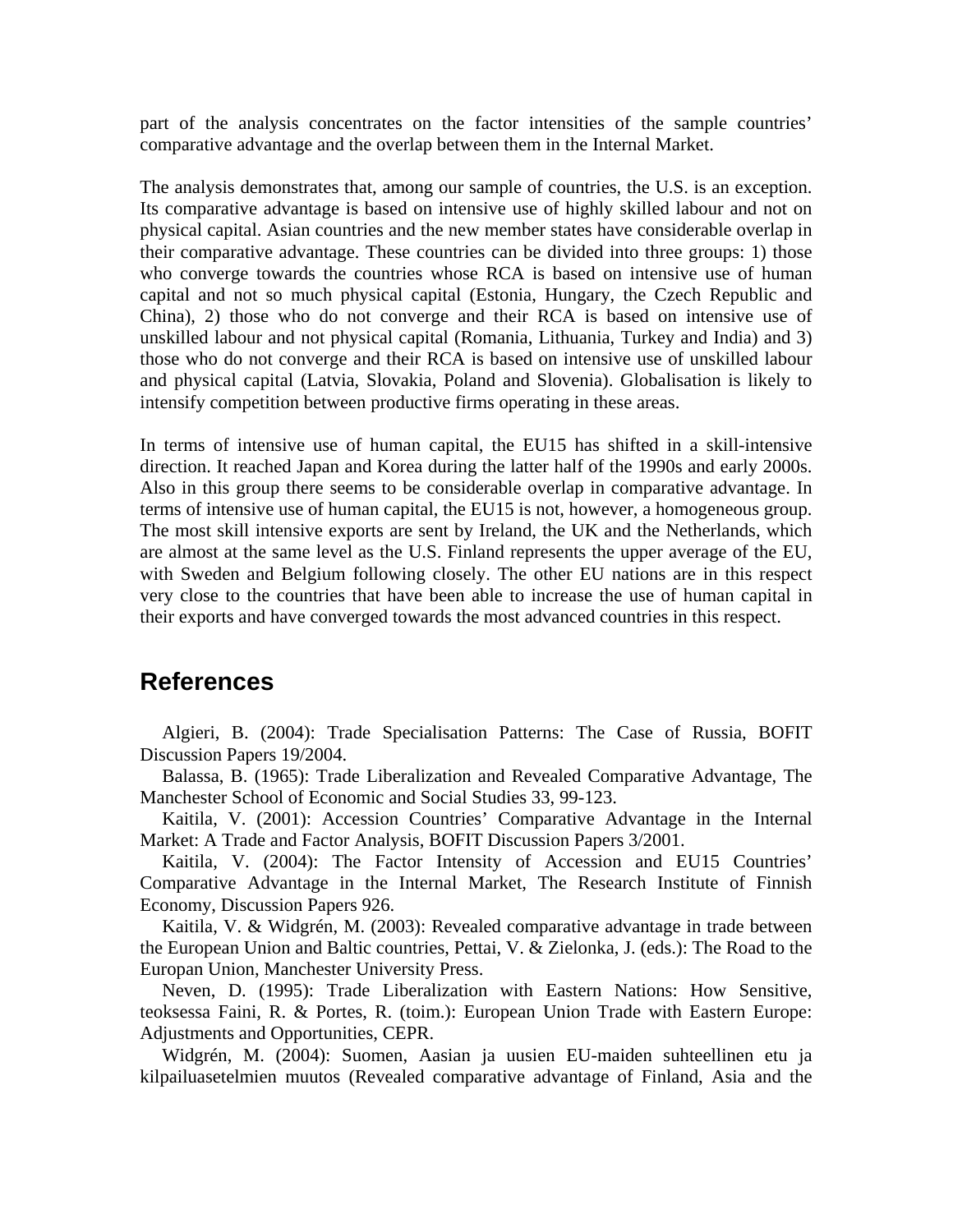part of the analysis concentrates on the factor intensities of the sample countries' comparative advantage and the overlap between them in the Internal Market.

The analysis demonstrates that, among our sample of countries, the U.S. is an exception. Its comparative advantage is based on intensive use of highly skilled labour and not on physical capital. Asian countries and the new member states have considerable overlap in their comparative advantage. These countries can be divided into three groups: 1) those who converge towards the countries whose RCA is based on intensive use of human capital and not so much physical capital (Estonia, Hungary, the Czech Republic and China), 2) those who do not converge and their RCA is based on intensive use of unskilled labour and not physical capital (Romania, Lithuania, Turkey and India) and 3) those who do not converge and their RCA is based on intensive use of unskilled labour and physical capital (Latvia, Slovakia, Poland and Slovenia). Globalisation is likely to intensify competition between productive firms operating in these areas.

In terms of intensive use of human capital, the EU15 has shifted in a skill-intensive direction. It reached Japan and Korea during the latter half of the 1990s and early 2000s. Also in this group there seems to be considerable overlap in comparative advantage. In terms of intensive use of human capital, the EU15 is not, however, a homogeneous group. The most skill intensive exports are sent by Ireland, the UK and the Netherlands, which are almost at the same level as the U.S. Finland represents the upper average of the EU, with Sweden and Belgium following closely. The other EU nations are in this respect very close to the countries that have been able to increase the use of human capital in their exports and have converged towards the most advanced countries in this respect.

## References

Algieri, B. (2004): Trade Specialisation Patterns: The Case of Russia, BOFIT Discussion Papers 19/2004.

Balassa, B. (1965): Trade Liberalization and Revealed Comparative Advantage, The Manchester School of Economic and Social Studies 33, 99-123.

Kaitila, V. (2001): Accession Countries' Comparative Advantage in the Internal Market: A Trade and Factor Analysis, BOFIT Discussion Papers 3/2001.

Kaitila, V. (2004): The Factor Intensity of Accession and EU15 Countries' Comparative Advantage in the Internal Market, The Research Institute of Finnish Economy, Discussion Papers 926.

Kaitila, V. & Widgrén, M. (2003): Revealed comparative advantage in trade between the European Union and Baltic countries, Pettai, V. & Zielonka, J. (eds.): The Road to the Europan Union, Manchester University Press.

Neven, D. (1995): Trade Liberalization with Eastern Nations: How Sensitive, teoksessa Faini, R. & Portes, R. (toim.): European Union Trade with Eastern Europe: Adjustments and Opportunities, CEPR.

Widgrén, M. (2004): Suomen, Aasian ja uusien EU-maiden suhteellinen etu ja kilpailuasetelmien muutos (Revealed comparative advantage of Finland, Asia and the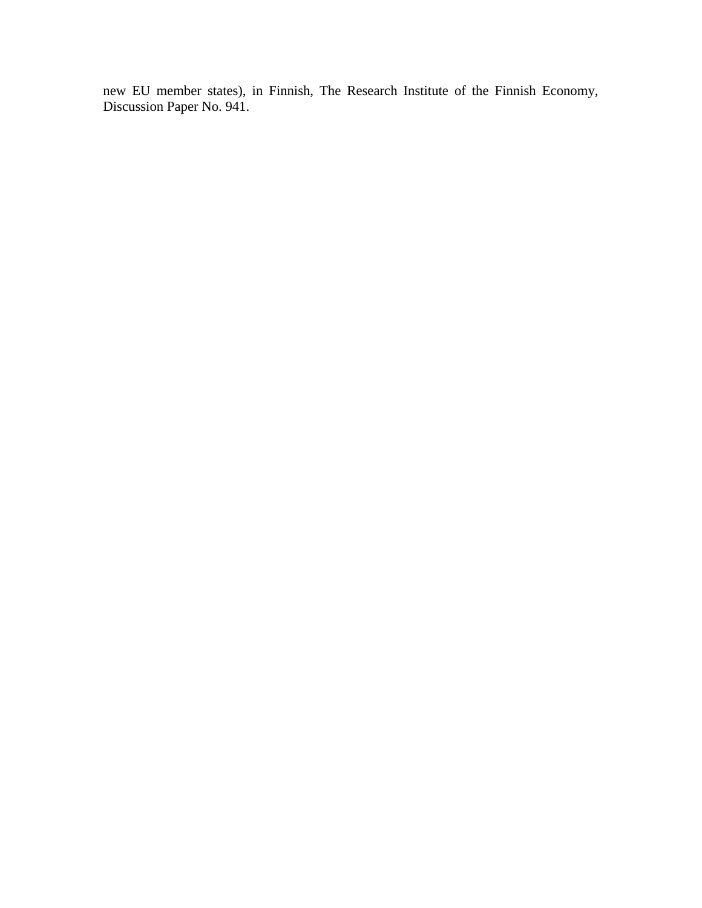new EU member states), in Finnish, The Research Institute of the Finnish Economy, Discussion Paper No. 941.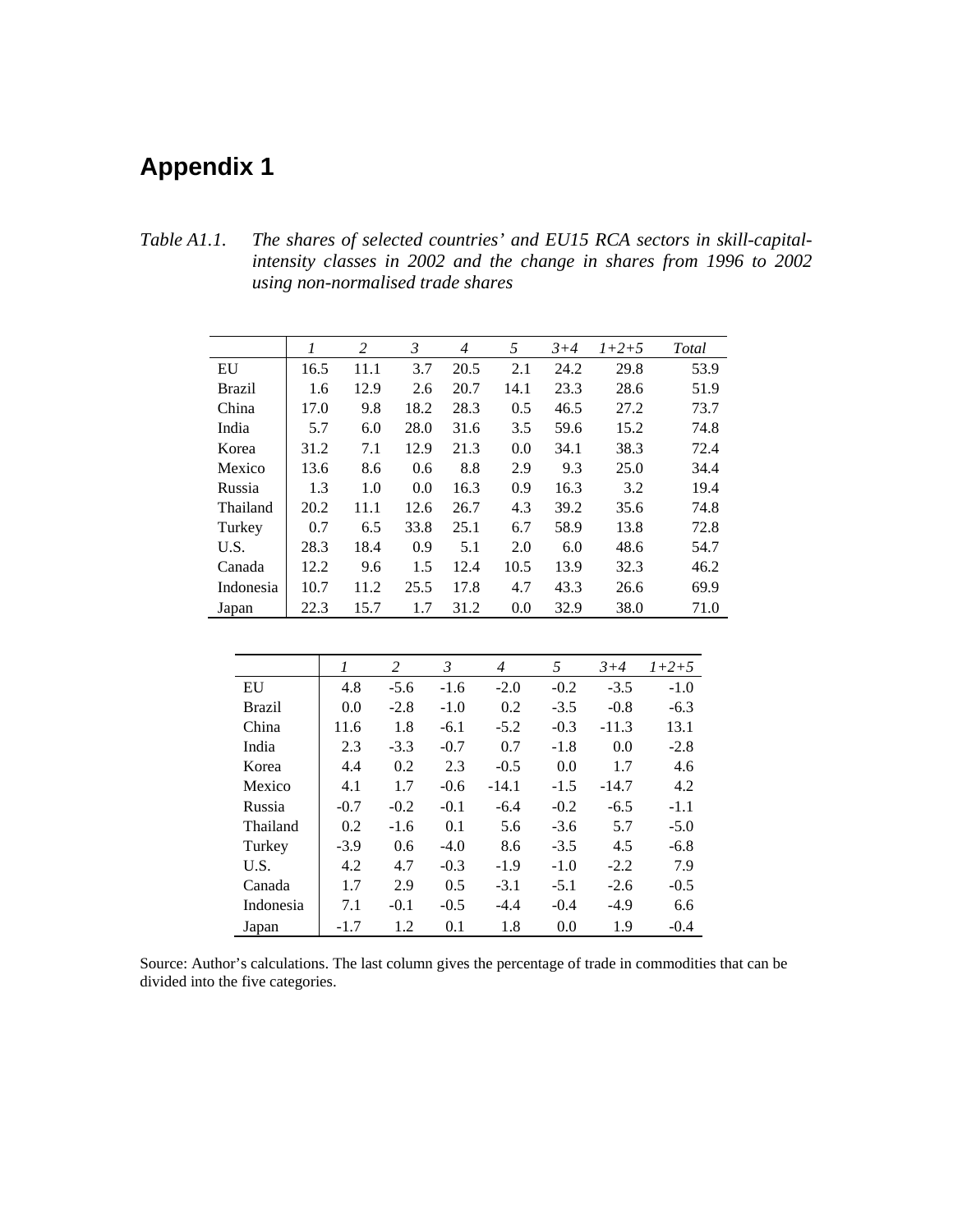# Appendix 1

*Table A1.1. The shares of selected countries' and EU15 RCA sectors in skill-capital-intensity classes in 2002 and the change in shares from 1996 to 2002 using non-normalised trade shares*

| | *1* | *2* | *3* | *4* | *5* | *3+4* | *1+2+5* | *Total* |
|---|---|---|---|---|---|---|---|---|
| EU | 16.5 | 11.1 | 3.7 | 20.5 | 2.1 | 24.2 | 29.8 | 53.9 |
| Brazil | 1.6 | 12.9 | 2.6 | 20.7 | 14.1 | 23.3 | 28.6 | 51.9 |
| China | 17.0 | 9.8 | 18.2 | 28.3 | 0.5 | 46.5 | 27.2 | 73.7 |
| India | 5.7 | 6.0 | 28.0 | 31.6 | 3.5 | 59.6 | 15.2 | 74.8 |
| Korea | 31.2 | 7.1 | 12.9 | 21.3 | 0.0 | 34.1 | 38.3 | 72.4 |
| Mexico | 13.6 | 8.6 | 0.6 | 8.8 | 2.9 | 9.3 | 25.0 | 34.4 |
| Russia | 1.3 | 1.0 | 0.0 | 16.3 | 0.9 | 16.3 | 3.2 | 19.4 |
| Thailand | 20.2 | 11.1 | 12.6 | 26.7 | 4.3 | 39.2 | 35.6 | 74.8 |
| Turkey | 0.7 | 6.5 | 33.8 | 25.1 | 6.7 | 58.9 | 13.8 | 72.8 |
| U.S. | 28.3 | 18.4 | 0.9 | 5.1 | 2.0 | 6.0 | 48.6 | 54.7 |
| Canada | 12.2 | 9.6 | 1.5 | 12.4 | 10.5 | 13.9 | 32.3 | 46.2 |
| Indonesia | 10.7 | 11.2 | 25.5 | 17.8 | 4.7 | 43.3 | 26.6 | 69.9 |
| Japan | 22.3 | 15.7 | 1.7 | 31.2 | 0.0 | 32.9 | 38.0 | 71.0 |

| | *1* | *2* | *3* | *4* | *5* | *3+4* | *1+2+5* |
|---|---|---|---|---|---|---|---|
| EU | 4.8 | -5.6 | -1.6 | -2.0 | -0.2 | -3.5 | -1.0 |
| Brazil | 0.0 | -2.8 | -1.0 | 0.2 | -3.5 | -0.8 | -6.3 |
| China | 11.6 | 1.8 | -6.1 | -5.2 | -0.3 | -11.3 | 13.1 |
| India | 2.3 | -3.3 | -0.7 | 0.7 | -1.8 | 0.0 | -2.8 |
| Korea | 4.4 | 0.2 | 2.3 | -0.5 | 0.0 | 1.7 | 4.6 |
| Mexico | 4.1 | 1.7 | -0.6 | -14.1 | -1.5 | -14.7 | 4.2 |
| Russia | -0.7 | -0.2 | -0.1 | -6.4 | -0.2 | -6.5 | -1.1 |
| Thailand | 0.2 | -1.6 | 0.1 | 5.6 | -3.6 | 5.7 | -5.0 |
| Turkey | -3.9 | 0.6 | -4.0 | 8.6 | -3.5 | 4.5 | -6.8 |
| U.S. | 4.2 | 4.7 | -0.3 | -1.9 | -1.0 | -2.2 | 7.9 |
| Canada | 1.7 | 2.9 | 0.5 | -3.1 | -5.1 | -2.6 | -0.5 |
| Indonesia | 7.1 | -0.1 | -0.5 | -4.4 | -0.4 | -4.9 | 6.6 |
| Japan | -1.7 | 1.2 | 0.1 | 1.8 | 0.0 | 1.9 | -0.4 |

Source: Author's calculations. The last column gives the percentage of trade in commodities that can be divided into the five categories.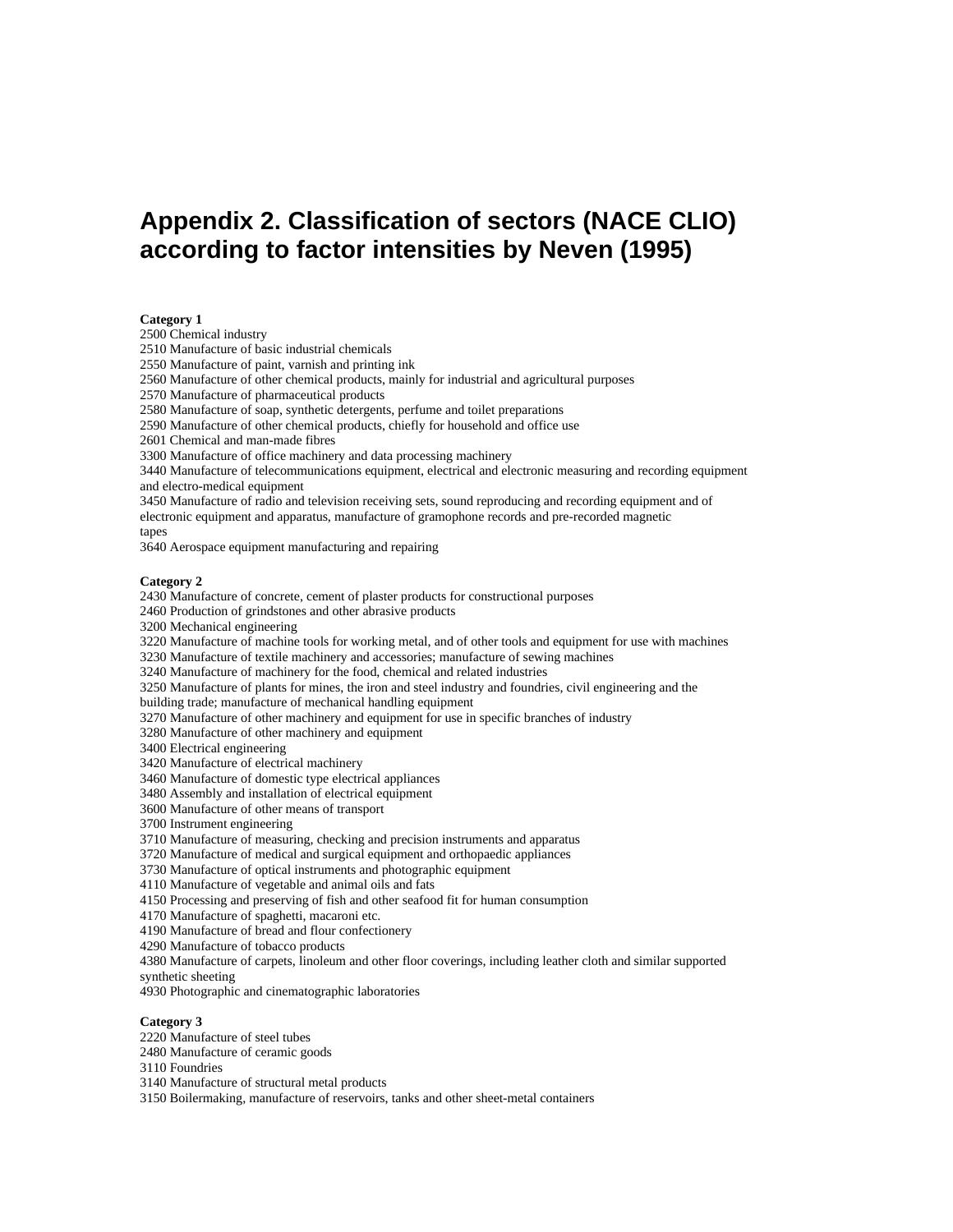# Appendix 2. Classification of sectors (NACE CLIO) according to factor intensities by Neven (1995)

**Category 1**

2500 Chemical industry
2510 Manufacture of basic industrial chemicals
2550 Manufacture of paint, varnish and printing ink
2560 Manufacture of other chemical products, mainly for industrial and agricultural purposes
2570 Manufacture of pharmaceutical products
2580 Manufacture of soap, synthetic detergents, perfume and toilet preparations
2590 Manufacture of other chemical products, chiefly for household and office use
2601 Chemical and man-made fibres
3300 Manufacture of office machinery and data processing machinery
3440 Manufacture of telecommunications equipment, electrical and electronic measuring and recording equipment and electro-medical equipment
3450 Manufacture of radio and television receiving sets, sound reproducing and recording equipment and of electronic equipment and apparatus, manufacture of gramophone records and pre-recorded magnetic tapes
3640 Aerospace equipment manufacturing and repairing

**Category 2**

2430 Manufacture of concrete, cement of plaster products for constructional purposes
2460 Production of grindstones and other abrasive products
3200 Mechanical engineering
3220 Manufacture of machine tools for working metal, and of other tools and equipment for use with machines
3230 Manufacture of textile machinery and accessories; manufacture of sewing machines
3240 Manufacture of machinery for the food, chemical and related industries
3250 Manufacture of plants for mines, the iron and steel industry and foundries, civil engineering and the building trade; manufacture of mechanical handling equipment
3270 Manufacture of other machinery and equipment for use in specific branches of industry
3280 Manufacture of other machinery and equipment
3400 Electrical engineering
3420 Manufacture of electrical machinery
3460 Manufacture of domestic type electrical appliances
3480 Assembly and installation of electrical equipment
3600 Manufacture of other means of transport
3700 Instrument engineering
3710 Manufacture of measuring, checking and precision instruments and apparatus
3720 Manufacture of medical and surgical equipment and orthopaedic appliances
3730 Manufacture of optical instruments and photographic equipment
4110 Manufacture of vegetable and animal oils and fats
4150 Processing and preserving of fish and other seafood fit for human consumption
4170 Manufacture of spaghetti, macaroni etc.
4190 Manufacture of bread and flour confectionery
4290 Manufacture of tobacco products
4380 Manufacture of carpets, linoleum and other floor coverings, including leather cloth and similar supported synthetic sheeting
4930 Photographic and cinematographic laboratories

**Category 3**

2220 Manufacture of steel tubes
2480 Manufacture of ceramic goods
3110 Foundries
3140 Manufacture of structural metal products
3150 Boilermaking, manufacture of reservoirs, tanks and other sheet-metal containers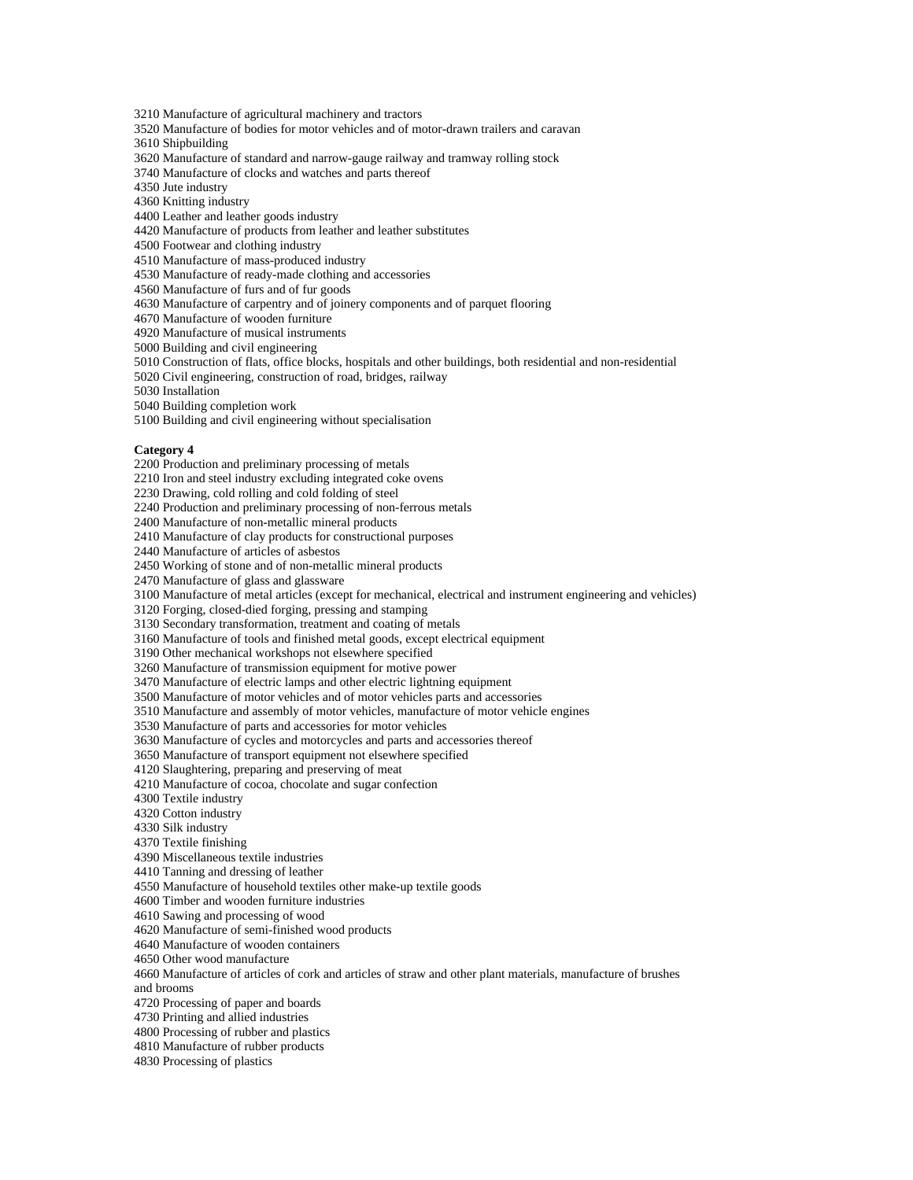3210 Manufacture of agricultural machinery and tractors
3520 Manufacture of bodies for motor vehicles and of motor-drawn trailers and caravan
3610 Shipbuilding
3620 Manufacture of standard and narrow-gauge railway and tramway rolling stock
3740 Manufacture of clocks and watches and parts thereof
4350 Jute industry
4360 Knitting industry
4400 Leather and leather goods industry
4420 Manufacture of products from leather and leather substitutes
4500 Footwear and clothing industry
4510 Manufacture of mass-produced industry
4530 Manufacture of ready-made clothing and accessories
4560 Manufacture of furs and of fur goods
4630 Manufacture of carpentry and of joinery components and of parquet flooring
4670 Manufacture of wooden furniture
4920 Manufacture of musical instruments
5000 Building and civil engineering
5010 Construction of flats, office blocks, hospitals and other buildings, both residential and non-residential
5020 Civil engineering, construction of road, bridges, railway
5030 Installation
5040 Building completion work
5100 Building and civil engineering without specialisation

**Category 4**
2200 Production and preliminary processing of metals
2210 Iron and steel industry excluding integrated coke ovens
2230 Drawing, cold rolling and cold folding of steel
2240 Production and preliminary processing of non-ferrous metals
2400 Manufacture of non-metallic mineral products
2410 Manufacture of clay products for constructional purposes
2440 Manufacture of articles of asbestos
2450 Working of stone and of non-metallic mineral products
2470 Manufacture of glass and glassware
3100 Manufacture of metal articles (except for mechanical, electrical and instrument engineering and vehicles)
3120 Forging, closed-died forging, pressing and stamping
3130 Secondary transformation, treatment and coating of metals
3160 Manufacture of tools and finished metal goods, except electrical equipment
3190 Other mechanical workshops not elsewhere specified
3260 Manufacture of transmission equipment for motive power
3470 Manufacture of electric lamps and other electric lightning equipment
3500 Manufacture of motor vehicles and of motor vehicles parts and accessories
3510 Manufacture and assembly of motor vehicles, manufacture of motor vehicle engines
3530 Manufacture of parts and accessories for motor vehicles
3630 Manufacture of cycles and motorcycles and parts and accessories thereof
3650 Manufacture of transport equipment not elsewhere specified
4120 Slaughtering, preparing and preserving of meat
4210 Manufacture of cocoa, chocolate and sugar confection
4300 Textile industry
4320 Cotton industry
4330 Silk industry
4370 Textile finishing
4390 Miscellaneous textile industries
4410 Tanning and dressing of leather
4550 Manufacture of household textiles other make-up textile goods
4600 Timber and wooden furniture industries
4610 Sawing and processing of wood
4620 Manufacture of semi-finished wood products
4640 Manufacture of wooden containers
4650 Other wood manufacture
4660 Manufacture of articles of cork and articles of straw and other plant materials, manufacture of brushes and brooms
4720 Processing of paper and boards
4730 Printing and allied industries
4800 Processing of rubber and plastics
4810 Manufacture of rubber products
4830 Processing of plastics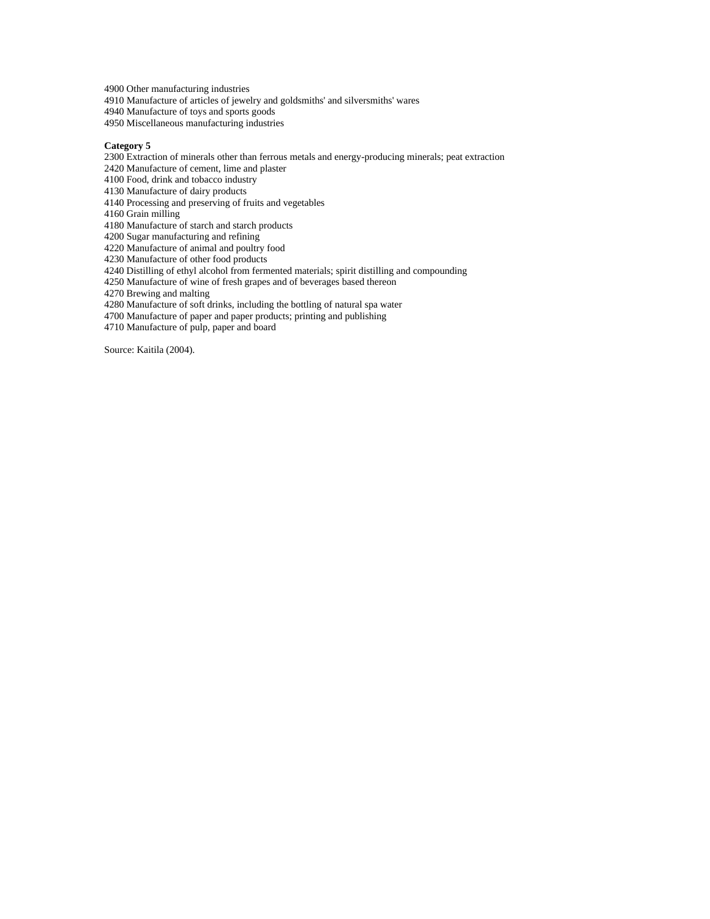4900 Other manufacturing industries
4910 Manufacture of articles of jewelry and goldsmiths' and silversmiths' wares
4940 Manufacture of toys and sports goods
4950 Miscellaneous manufacturing industries

**Category 5**
2300 Extraction of minerals other than ferrous metals and energy-producing minerals; peat extraction
2420 Manufacture of cement, lime and plaster
4100 Food, drink and tobacco industry
4130 Manufacture of dairy products
4140 Processing and preserving of fruits and vegetables
4160 Grain milling
4180 Manufacture of starch and starch products
4200 Sugar manufacturing and refining
4220 Manufacture of animal and poultry food
4230 Manufacture of other food products
4240 Distilling of ethyl alcohol from fermented materials; spirit distilling and compounding
4250 Manufacture of wine of fresh grapes and of beverages based thereon
4270 Brewing and malting
4280 Manufacture of soft drinks, including the bottling of natural spa water
4700 Manufacture of paper and paper products; printing and publishing
4710 Manufacture of pulp, paper and board

Source: Kaitila (2004).